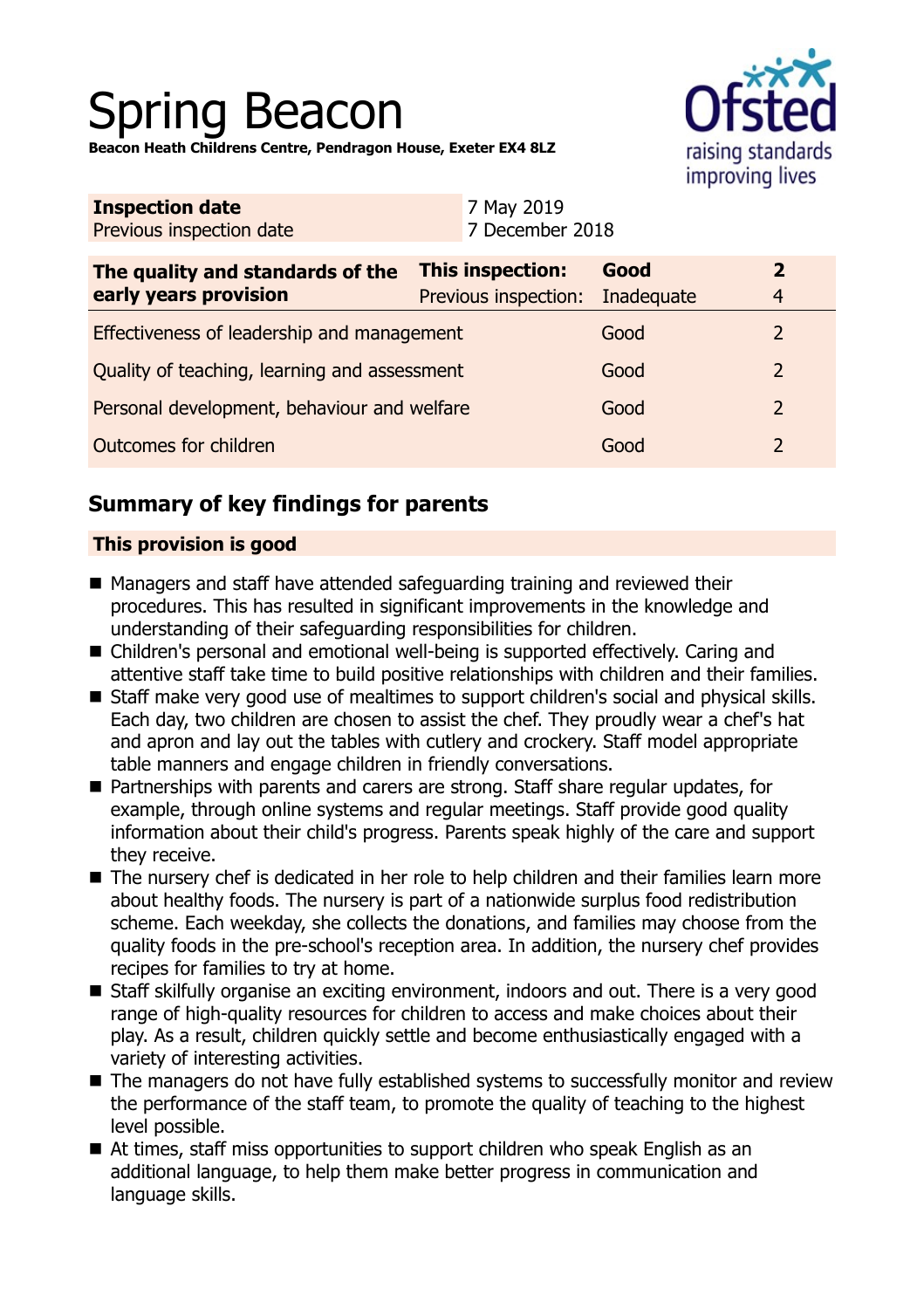# Spring Beacon

**Beacon Heath Childrens Centre, Pendragon House, Exeter EX4 8LZ**

| **Inspection date** | 7 May 2019 |
|---|---|
| Previous inspection date | 7 December 2018 |

| **The quality and standards of the early years provision** | **This inspection:** | **Good** | **2** |
|---|---|---|---|
| | Previous inspection: | Inadequate | 4 |
| Effectiveness of leadership and management | | Good | 2 |
| Quality of teaching, learning and assessment | | Good | 2 |
| Personal development, behaviour and welfare | | Good | 2 |
| Outcomes for children | | Good | 2 |

## Summary of key findings for parents

### This provision is good

- Managers and staff have attended safeguarding training and reviewed their procedures. This has resulted in significant improvements in the knowledge and understanding of their safeguarding responsibilities for children.
- Children's personal and emotional well-being is supported effectively. Caring and attentive staff take time to build positive relationships with children and their families.
- Staff make very good use of mealtimes to support children's social and physical skills. Each day, two children are chosen to assist the chef. They proudly wear a chef's hat and apron and lay out the tables with cutlery and crockery. Staff model appropriate table manners and engage children in friendly conversations.
- Partnerships with parents and carers are strong. Staff share regular updates, for example, through online systems and regular meetings. Staff provide good quality information about their child's progress. Parents speak highly of the care and support they receive.
- The nursery chef is dedicated in her role to help children and their families learn more about healthy foods. The nursery is part of a nationwide surplus food redistribution scheme. Each weekday, she collects the donations, and families may choose from the quality foods in the pre-school's reception area. In addition, the nursery chef provides recipes for families to try at home.
- Staff skilfully organise an exciting environment, indoors and out. There is a very good range of high-quality resources for children to access and make choices about their play. As a result, children quickly settle and become enthusiastically engaged with a variety of interesting activities.
- The managers do not have fully established systems to successfully monitor and review the performance of the staff team, to promote the quality of teaching to the highest level possible.
- At times, staff miss opportunities to support children who speak English as an additional language, to help them make better progress in communication and language skills.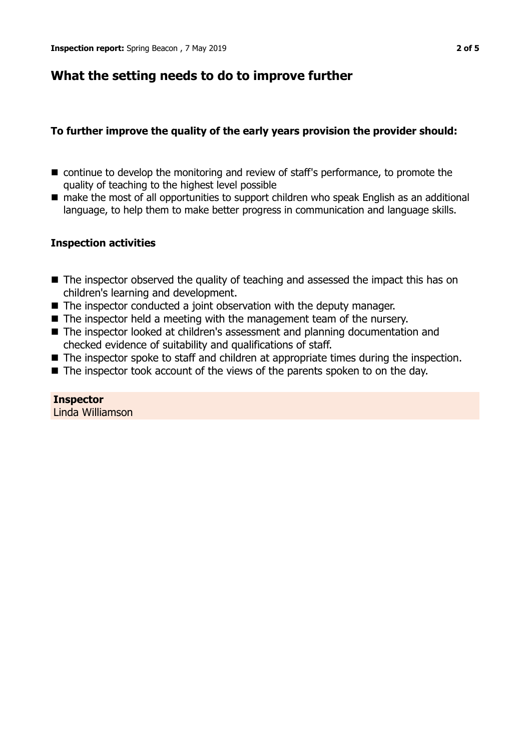## What the setting needs to do to improve further

**To further improve the quality of the early years provision the provider should:**

- continue to develop the monitoring and review of staff's performance, to promote the quality of teaching to the highest level possible
- make the most of all opportunities to support children who speak English as an additional language, to help them to make better progress in communication and language skills.

### Inspection activities

- The inspector observed the quality of teaching and assessed the impact this has on children's learning and development.
- The inspector conducted a joint observation with the deputy manager.
- The inspector held a meeting with the management team of the nursery.
- The inspector looked at children's assessment and planning documentation and checked evidence of suitability and qualifications of staff.
- The inspector spoke to staff and children at appropriate times during the inspection.
- The inspector took account of the views of the parents spoken to on the day.

**Inspector**
Linda Williamson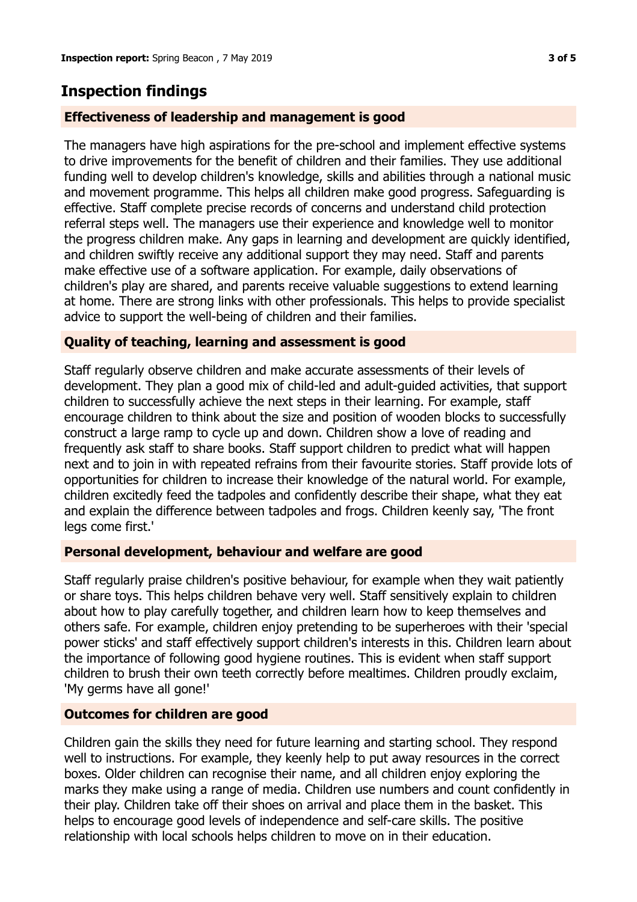## Inspection findings

### Effectiveness of leadership and management is good

The managers have high aspirations for the pre-school and implement effective systems to drive improvements for the benefit of children and their families. They use additional funding well to develop children's knowledge, skills and abilities through a national music and movement programme. This helps all children make good progress. Safeguarding is effective. Staff complete precise records of concerns and understand child protection referral steps well. The managers use their experience and knowledge well to monitor the progress children make. Any gaps in learning and development are quickly identified, and children swiftly receive any additional support they may need. Staff and parents make effective use of a software application. For example, daily observations of children's play are shared, and parents receive valuable suggestions to extend learning at home. There are strong links with other professionals. This helps to provide specialist advice to support the well-being of children and their families.

### Quality of teaching, learning and assessment is good

Staff regularly observe children and make accurate assessments of their levels of development. They plan a good mix of child-led and adult-guided activities, that support children to successfully achieve the next steps in their learning. For example, staff encourage children to think about the size and position of wooden blocks to successfully construct a large ramp to cycle up and down. Children show a love of reading and frequently ask staff to share books. Staff support children to predict what will happen next and to join in with repeated refrains from their favourite stories. Staff provide lots of opportunities for children to increase their knowledge of the natural world. For example, children excitedly feed the tadpoles and confidently describe their shape, what they eat and explain the difference between tadpoles and frogs. Children keenly say, 'The front legs come first.'

### Personal development, behaviour and welfare are good

Staff regularly praise children's positive behaviour, for example when they wait patiently or share toys. This helps children behave very well. Staff sensitively explain to children about how to play carefully together, and children learn how to keep themselves and others safe. For example, children enjoy pretending to be superheroes with their 'special power sticks' and staff effectively support children's interests in this. Children learn about the importance of following good hygiene routines. This is evident when staff support children to brush their own teeth correctly before mealtimes. Children proudly exclaim, 'My germs have all gone!'

### Outcomes for children are good

Children gain the skills they need for future learning and starting school. They respond well to instructions. For example, they keenly help to put away resources in the correct boxes. Older children can recognise their name, and all children enjoy exploring the marks they make using a range of media. Children use numbers and count confidently in their play. Children take off their shoes on arrival and place them in the basket. This helps to encourage good levels of independence and self-care skills. The positive relationship with local schools helps children to move on in their education.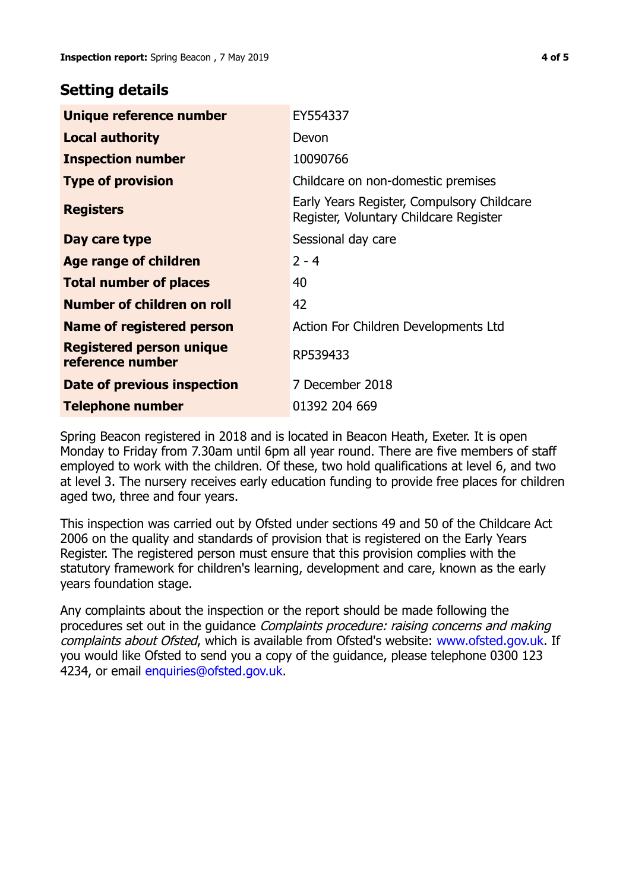## Setting details

| | |
|---|---|
| **Unique reference number** | EY554337 |
| **Local authority** | Devon |
| **Inspection number** | 10090766 |
| **Type of provision** | Childcare on non-domestic premises |
| **Registers** | Early Years Register, Compulsory Childcare Register, Voluntary Childcare Register |
| **Day care type** | Sessional day care |
| **Age range of children** | 2 - 4 |
| **Total number of places** | 40 |
| **Number of children on roll** | 42 |
| **Name of registered person** | Action For Children Developments Ltd |
| **Registered person unique reference number** | RP539433 |
| **Date of previous inspection** | 7 December 2018 |
| **Telephone number** | 01392 204 669 |

Spring Beacon registered in 2018 and is located in Beacon Heath, Exeter. It is open Monday to Friday from 7.30am until 6pm all year round. There are five members of staff employed to work with the children. Of these, two hold qualifications at level 6, and two at level 3. The nursery receives early education funding to provide free places for children aged two, three and four years.

This inspection was carried out by Ofsted under sections 49 and 50 of the Childcare Act 2006 on the quality and standards of provision that is registered on the Early Years Register. The registered person must ensure that this provision complies with the statutory framework for children's learning, development and care, known as the early years foundation stage.

Any complaints about the inspection or the report should be made following the procedures set out in the guidance *Complaints procedure: raising concerns and making complaints about Ofsted*, which is available from Ofsted's website: www.ofsted.gov.uk. If you would like Ofsted to send you a copy of the guidance, please telephone 0300 123 4234, or email enquiries@ofsted.gov.uk.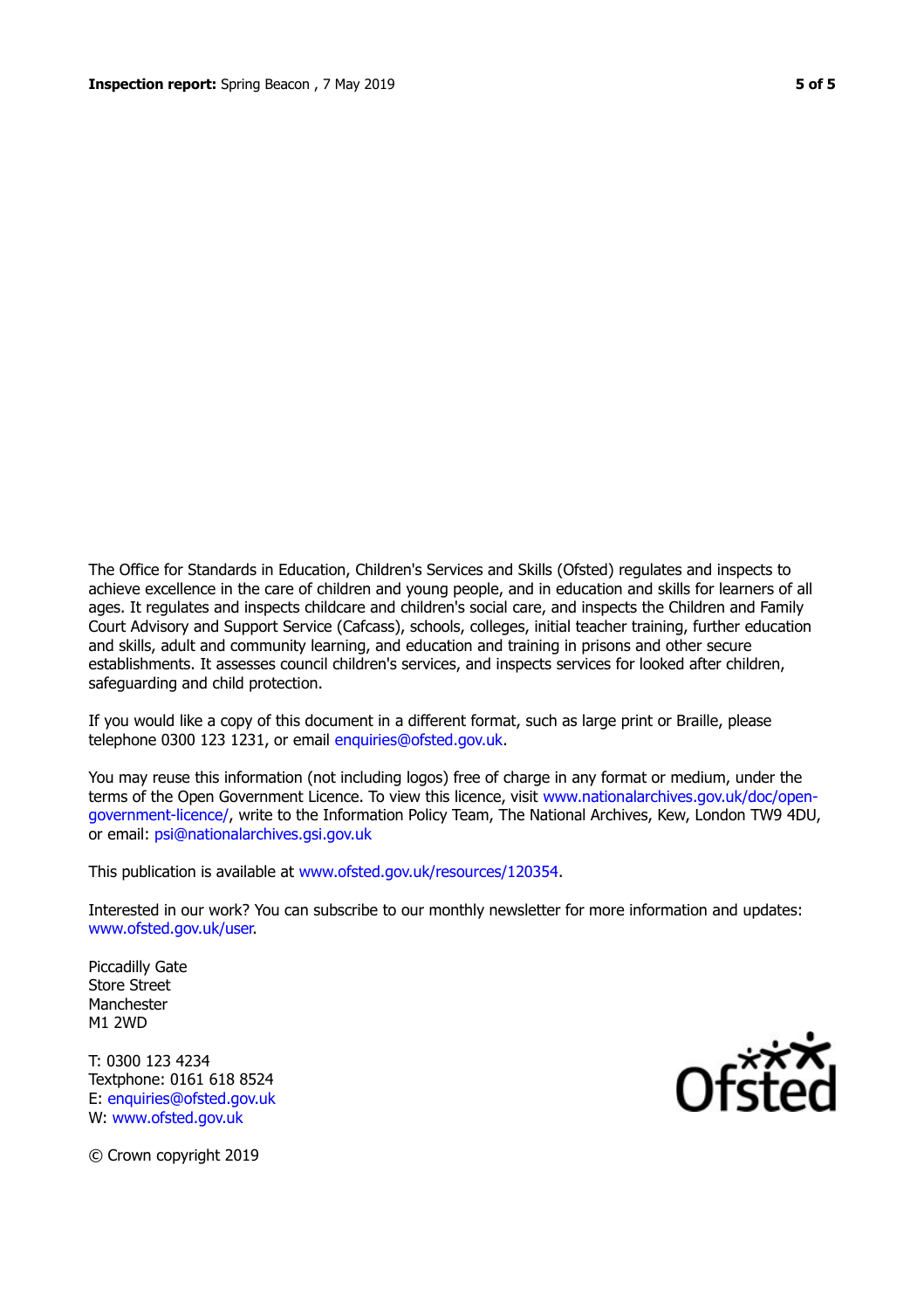The Office for Standards in Education, Children's Services and Skills (Ofsted) regulates and inspects to achieve excellence in the care of children and young people, and in education and skills for learners of all ages. It regulates and inspects childcare and children's social care, and inspects the Children and Family Court Advisory and Support Service (Cafcass), schools, colleges, initial teacher training, further education and skills, adult and community learning, and education and training in prisons and other secure establishments. It assesses council children's services, and inspects services for looked after children, safeguarding and child protection.

If you would like a copy of this document in a different format, such as large print or Braille, please telephone 0300 123 1231, or email enquiries@ofsted.gov.uk.

You may reuse this information (not including logos) free of charge in any format or medium, under the terms of the Open Government Licence. To view this licence, visit www.nationalarchives.gov.uk/doc/open-government-licence/, write to the Information Policy Team, The National Archives, Kew, London TW9 4DU, or email: psi@nationalarchives.gsi.gov.uk

This publication is available at www.ofsted.gov.uk/resources/120354.

Interested in our work? You can subscribe to our monthly newsletter for more information and updates: www.ofsted.gov.uk/user.

Piccadilly Gate
Store Street
Manchester
M1 2WD

T: 0300 123 4234
Textphone: 0161 618 8524
E: enquiries@ofsted.gov.uk
W: www.ofsted.gov.uk

© Crown copyright 2019